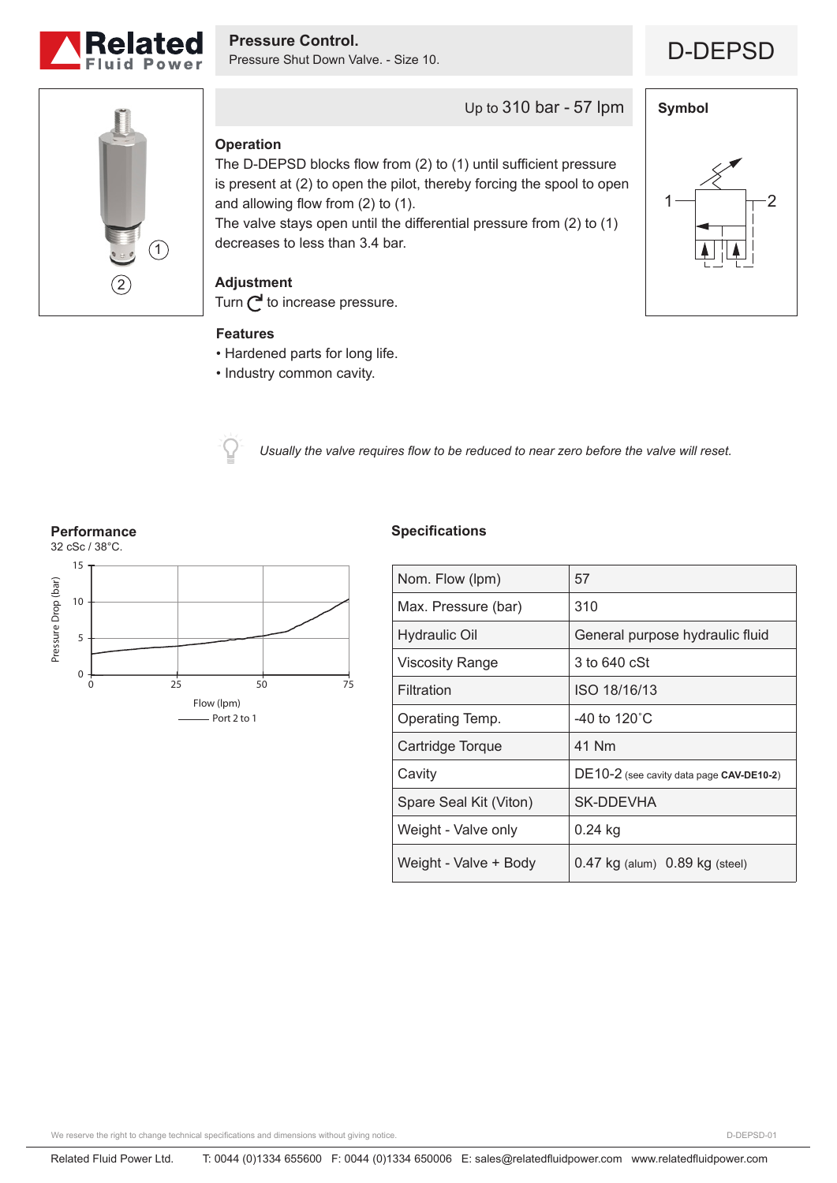# Pressure Control.

Pressure Shut Down Valve. - Size 10.

## D-DEPSD

Up to 310 bar - 57 lpm

### Operation

The D-DEPSD blocks flow from (2) to (1) until sufficient pressure is present at (2) to open the pilot, thereby forcing the spool to open and allowing flow from (2) to (1).
The valve stays open until the differential pressure from (2) to (1) decreases to less than 3.4 bar.

### Adjustment

Turn ↻ to increase pressure.

### Features

- Hardened parts for long life.
- Industry common cavity.

### Symbol

*Usually the valve requires flow to be reduced to near zero before the valve will reset.*

### Performance

32 cSc / 38°C.

Pressure Drop (bar) vs Flow (lpm) — Port 2 to 1

### Specifications

| | |
|---|---|
| Nom. Flow (lpm) | 57 |
| Max. Pressure (bar) | 310 |
| Hydraulic Oil | General purpose hydraulic fluid |
| Viscosity Range | 3 to 640 cSt |
| Filtration | ISO 18/16/13 |
| Operating Temp. | -40 to 120˚C |
| Cartridge Torque | 41 Nm |
| Cavity | DE10-2 (see cavity data page **CAV-DE10-2**) |
| Spare Seal Kit (Viton) | SK-DDEVHA |
| Weight - Valve only | 0.24 kg |
| Weight - Valve + Body | 0.47 kg (alum) 0.89 kg (steel) |

We reserve the right to change technical specifications and dimensions without giving notice.

D-DEPSD-01

Related Fluid Power Ltd. T: 0044 (0)1334 655600 F: 0044 (0)1334 650006 E: sales@relatedfluidpower.com www.relatedfluidpower.com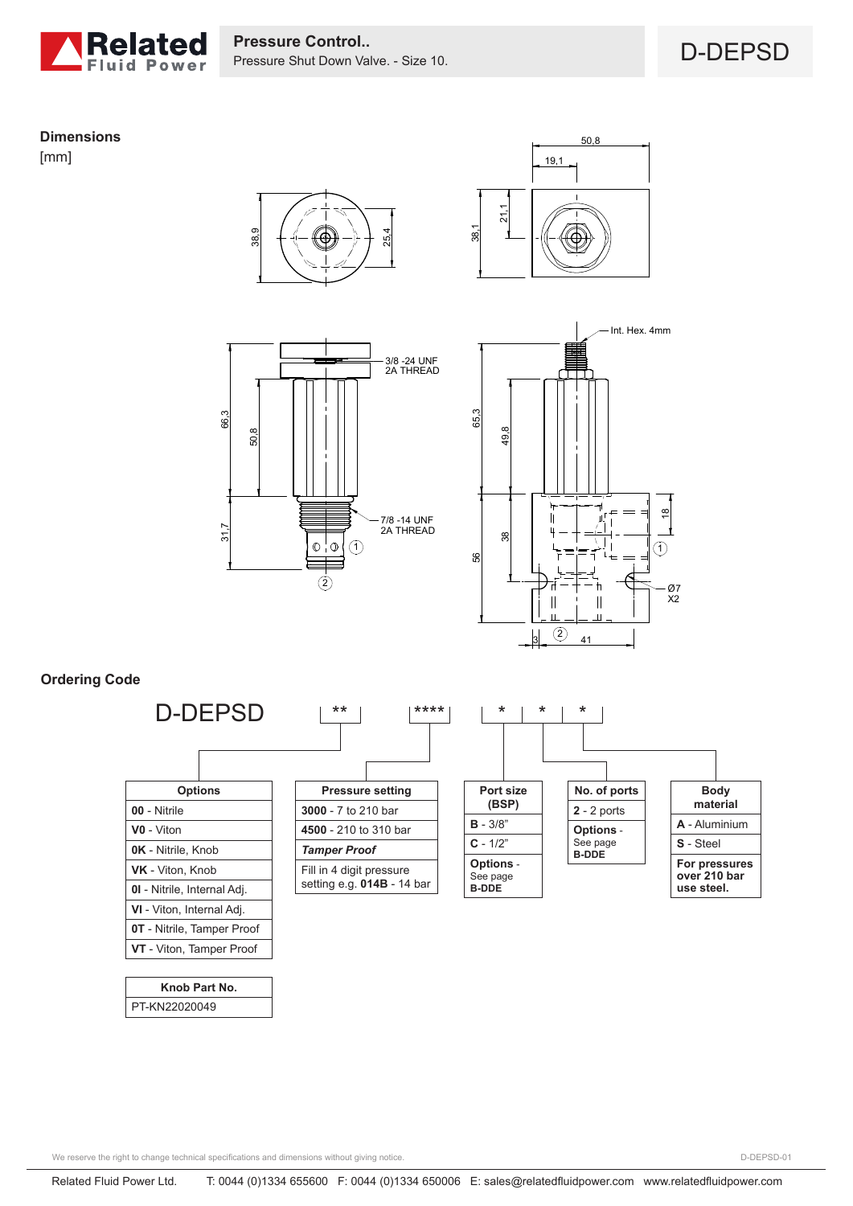Pressure Control..
Pressure Shut Down Valve. - Size 10.

D-DEPSD

## Dimensions
[mm]

50,8
19,1
38,9
25,4
38,1
21,1

3/8 -24 UNF
2A THREAD
66,3
50,8
7/8 -14 UNF
2A THREAD
31,7
1
2

Int. Hex. 4mm
65,3
49,8
18
38
1
56
Ø7
X2
2
3
41

## Ordering Code

D-DEPSD ** **** * * *

| Options |
|---|
| **00** - Nitrile |
| **V0** - Viton |
| **0K** - Nitrile, Knob |
| **VK** - Viton, Knob |
| **0I** - Nitrile, Internal Adj. |
| **VI** - Viton, Internal Adj. |
| **0T** - Nitrile, Tamper Proof |
| **VT** - Viton, Tamper Proof |

| Knob Part No. |
|---|
| PT-KN22020049 |

| Pressure setting |
|---|
| **3000** - 7 to 210 bar |
| **4500** - 210 to 310 bar |
| ***Tamper Proof*** |
| Fill in 4 digit pressure setting e.g. **014B** - 14 bar |

| Port size (BSP) |
|---|
| **B** - 3/8" |
| **C** - 1/2" |
| **Options** - See page **B-DDE** |

| No. of ports |
|---|
| **2** - 2 ports |
| **Options** - See page **B-DDE** |

| Body material |
|---|
| **A** - Aluminium |
| **S** - Steel |
| **For pressures over 210 bar use steel.** |

We reserve the right to change technical specifications and dimensions without giving notice.

D-DEPSD-01

Related Fluid Power Ltd. T: 0044 (0)1334 655600 F: 0044 (0)1334 650006 E: sales@relatedfluidpower.com www.relatedfluidpower.com